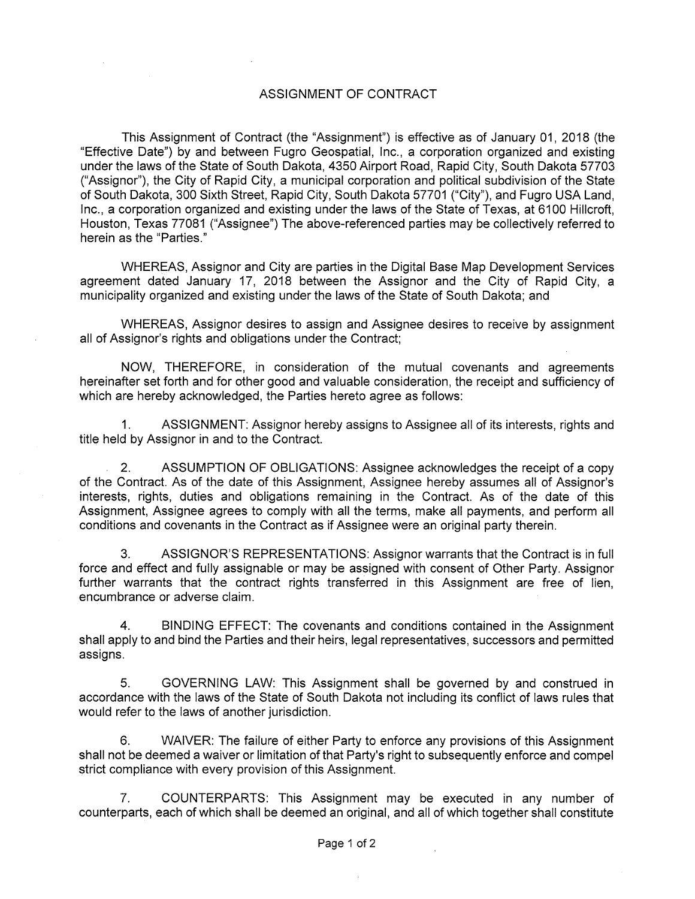# ASSIGNMENT OF CONTRACT

This Assignment of Contract (the "Assignment") is effective as of January 01, 2018 (the "Effective Date") by and between Fugro Geospatial, Inc., a corporation organized and existing under the laws of the State of South Dakota, 4350 Airport Road, Rapid City, South Dakota 57703 ("Assignor"), the City of Rapid City, a municipal corporation and political subdivision of the State of South Dakota, 300 Sixth Street, Rapid City, South Dakota 57701 ("City"), and Fugro USA Land, Inc., a corporation organized and existing under the laws of the State of Texas, at 6100 Hillcroft, Houston, Texas 77081 ("Assignee") The above-referenced parties may be collectively referred to herein as the "Parties."

WHEREAS, Assignor and City are parties in the Digital Base Map Development Services agreement dated January 17, 2018 between the Assignor and the City of Rapid City, a municipality organized and existing under the laws of the State of South Dakota; and

WHEREAS, Assignor desires to assign and Assignee desires to receive by assignment all of Assignor's rights and obligations under the Contract;

NOW, THEREFORE, in consideration of the mutual covenants and agreements hereinafter set forth and for other good and valuable consideration, the receipt and sufficiency of which are hereby acknowledged, the Parties hereto agree as follows:

1. ASSIGNMENT: Assignor hereby assigns to Assignee all of its interests, rights and title held by Assignor in and to the Contract.

2. ASSUMPTION OF OBLIGATIONS: Assignee acknowledges the receipt of a copy of the Contract. As of the date of this Assignment, Assignee hereby assumes all of Assignor's interests, rights, duties and obligations remaining in the Contract. As of the date of this Assignment, Assignee agrees to comply with all the terms, make all payments, and perform all conditions and covenants in the Contract as if Assignee were an original party therein.

3. ASSIGNOR'S REPRESENTATIONS: Assignor warrants that the Contract is in full force and effect and fully assignable or may be assigned with consent of Other Party. Assignor further warrants that the contract rights transferred in this Assignment are free of lien, encumbrance or adverse claim.

4. BINDING EFFECT: The covenants and conditions contained in the Assignment shall apply to and bind the Parties and their heirs, legal representatives, successors and permitted assigns.

5. GOVERNING LAW: This Assignment shall be governed by and construed in accordance with the laws of the State of South Dakota not including its conflict of laws rules that would refer to the laws of another jurisdiction.

6. WAIVER: The failure of either Party to enforce any provisions of this Assignment shall not be deemed a waiver or limitation of that Party's right to subsequently enforce and compel strict compliance with every provision of this Assignment.

7. COUNTERPARTS: This Assignment may be executed in any number of counterparts, each of which shall be deemed an original, and all of which together shall constitute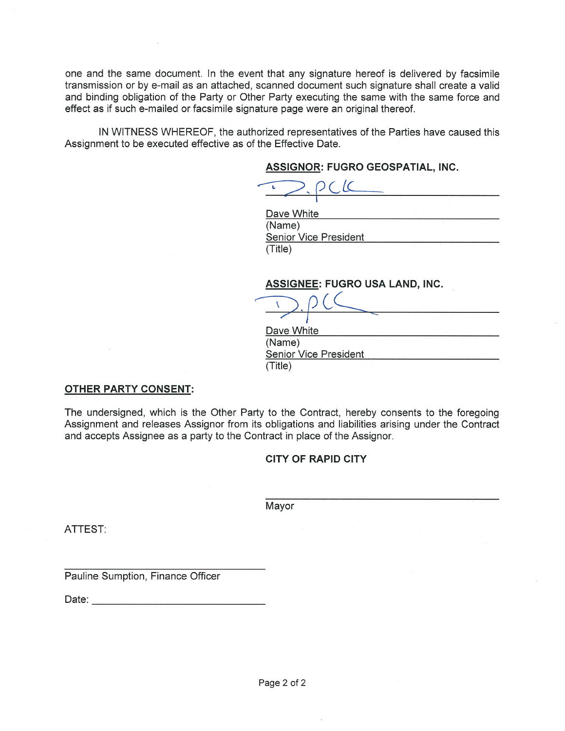one and the same document. In the event that any signature hereof is delivered by facsimile transmission or by e-mail as an attached, scanned document such signature shall create a valid and binding obligation of the Party or Other Party executing the same with the same force and effect as if such e-mailed or facsimile signature page were an original thereof.

IN WITNESS WHEREOF, the authorized representatives of the Parties have caused this Assignment to be executed effective as of the Effective Date.

**ASSIGNOR: FUGRO GEOSPATIAL, INC.**

\_\_\_\_\_\_\_\_\_\_\_\_\_\_\_\_\_\_\_\_\_\_\_\_\_\_\_\_\_\_\_\_

Dave White
(Name)
Senior Vice President
(Title)

**ASSIGNEE: FUGRO USA LAND, INC.**

\_\_\_\_\_\_\_\_\_\_\_\_\_\_\_\_\_\_\_\_\_\_\_\_\_\_\_\_\_\_\_\_

Dave White
(Name)
Senior Vice President
(Title)

**OTHER PARTY CONSENT:**

The undersigned, which is the Other Party to the Contract, hereby consents to the foregoing Assignment and releases Assignor from its obligations and liabilities arising under the Contract and accepts Assignee as a party to the Contract in place of the Assignor.

**CITY OF RAPID CITY**

\_\_\_\_\_\_\_\_\_\_\_\_\_\_\_\_\_\_\_\_\_\_\_\_\_\_\_\_\_\_\_\_

Mayor

ATTEST:

\_\_\_\_\_\_\_\_\_\_\_\_\_\_\_\_\_\_\_\_\_\_\_\_\_\_\_\_\_\_\_\_

Pauline Sumption, Finance Officer

Date: \_\_\_\_\_\_\_\_\_\_\_\_\_\_\_\_\_\_\_\_\_\_\_\_\_\_